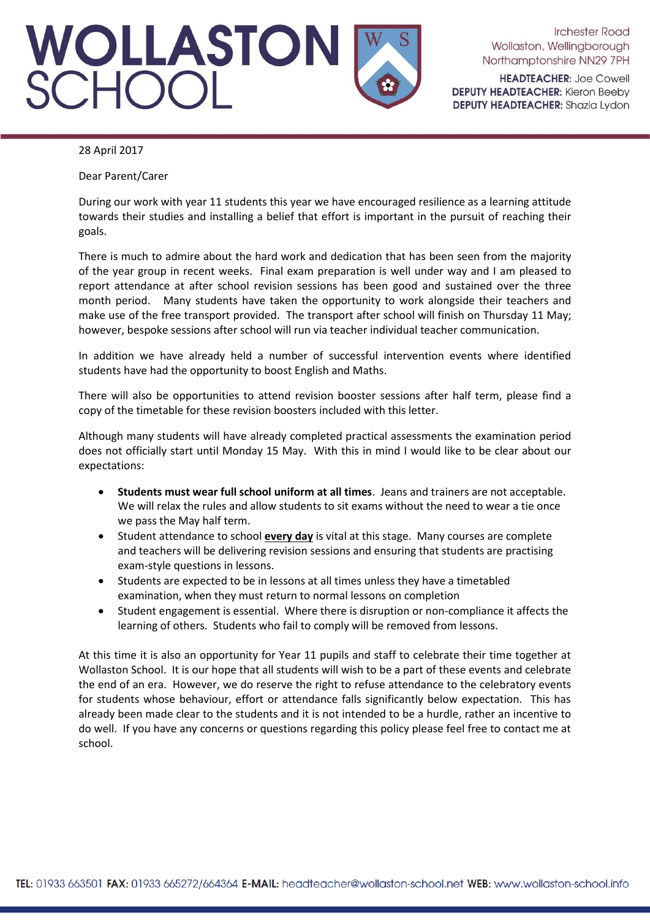# WOLLASTON SCHOOL

Irchester Road
Wollaston, Wellingborough
Northamptonshire NN29 7PH

**HEADTEACHER:** Joe Cowell
**DEPUTY HEADTEACHER:** Kieron Beeby
**DEPUTY HEADTEACHER:** Shazia Lydon

28 April 2017

Dear Parent/Carer

During our work with year 11 students this year we have encouraged resilience as a learning attitude towards their studies and installing a belief that effort is important in the pursuit of reaching their goals.

There is much to admire about the hard work and dedication that has been seen from the majority of the year group in recent weeks. Final exam preparation is well under way and I am pleased to report attendance at after school revision sessions has been good and sustained over the three month period. Many students have taken the opportunity to work alongside their teachers and make use of the free transport provided. The transport after school will finish on Thursday 11 May; however, bespoke sessions after school will run via teacher individual teacher communication.

In addition we have already held a number of successful intervention events where identified students have had the opportunity to boost English and Maths.

There will also be opportunities to attend revision booster sessions after half term, please find a copy of the timetable for these revision boosters included with this letter.

Although many students will have already completed practical assessments the examination period does not officially start until Monday 15 May. With this in mind I would like to be clear about our expectations:

- **Students must wear full school uniform at all times**. Jeans and trainers are not acceptable. We will relax the rules and allow students to sit exams without the need to wear a tie once we pass the May half term.
- Student attendance to school **<u>every day</u>** is vital at this stage. Many courses are complete and teachers will be delivering revision sessions and ensuring that students are practising exam-style questions in lessons.
- Students are expected to be in lessons at all times unless they have a timetabled examination, when they must return to normal lessons on completion
- Student engagement is essential. Where there is disruption or non-compliance it affects the learning of others. Students who fail to comply will be removed from lessons.

At this time it is also an opportunity for Year 11 pupils and staff to celebrate their time together at Wollaston School. It is our hope that all students will wish to be a part of these events and celebrate the end of an era. However, we do reserve the right to refuse attendance to the celebratory events for students whose behaviour, effort or attendance falls significantly below expectation. This has already been made clear to the students and it is not intended to be a hurdle, rather an incentive to do well. If you have any concerns or questions regarding this policy please feel free to contact me at school.

**TEL:** 01933 663501 **FAX:** 01933 665272/664364 **E-MAIL:** headteacher@wollaston-school.net **WEB:** www.wollaston-school.info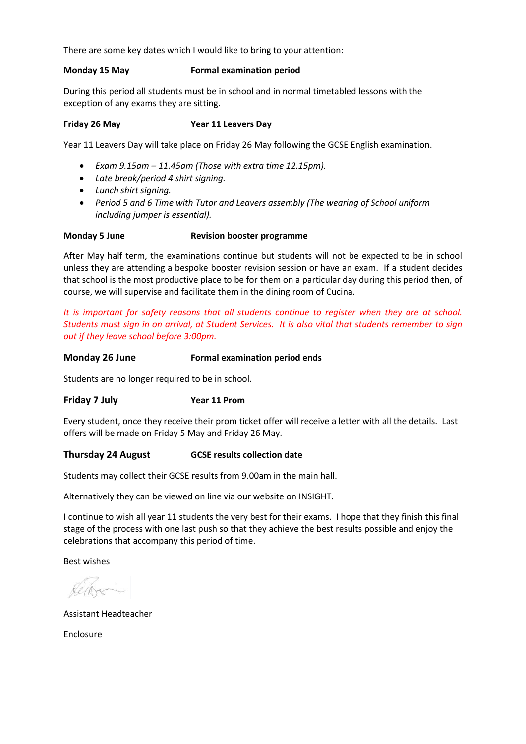There are some key dates which I would like to bring to your attention:

**Monday 15 May** **Formal examination period**

During this period all students must be in school and in normal timetabled lessons with the exception of any exams they are sitting.

**Friday 26 May** **Year 11 Leavers Day**

Year 11 Leavers Day will take place on Friday 26 May following the GCSE English examination.

- *Exam 9.15am – 11.45am (Those with extra time 12.15pm).*
- *Late break/period 4 shirt signing.*
- *Lunch shirt signing.*
- *Period 5 and 6 Time with Tutor and Leavers assembly (The wearing of School uniform including jumper is essential).*

**Monday 5 June** **Revision booster programme**

After May half term, the examinations continue but students will not be expected to be in school unless they are attending a bespoke booster revision session or have an exam. If a student decides that school is the most productive place to be for them on a particular day during this period then, of course, we will supervise and facilitate them in the dining room of Cucina.

*It is important for safety reasons that all students continue to register when they are at school. Students must sign in on arrival, at Student Services. It is also vital that students remember to sign out if they leave school before 3:00pm.*

**Monday 26 June** **Formal examination period ends**

Students are no longer required to be in school.

**Friday 7 July** **Year 11 Prom**

Every student, once they receive their prom ticket offer will receive a letter with all the details. Last offers will be made on Friday 5 May and Friday 26 May.

**Thursday 24 August** **GCSE results collection date**

Students may collect their GCSE results from 9.00am in the main hall.

Alternatively they can be viewed on line via our website on INSIGHT.

I continue to wish all year 11 students the very best for their exams. I hope that they finish this final stage of the process with one last push so that they achieve the best results possible and enjoy the celebrations that accompany this period of time.

Best wishes

Assistant Headteacher

Enclosure